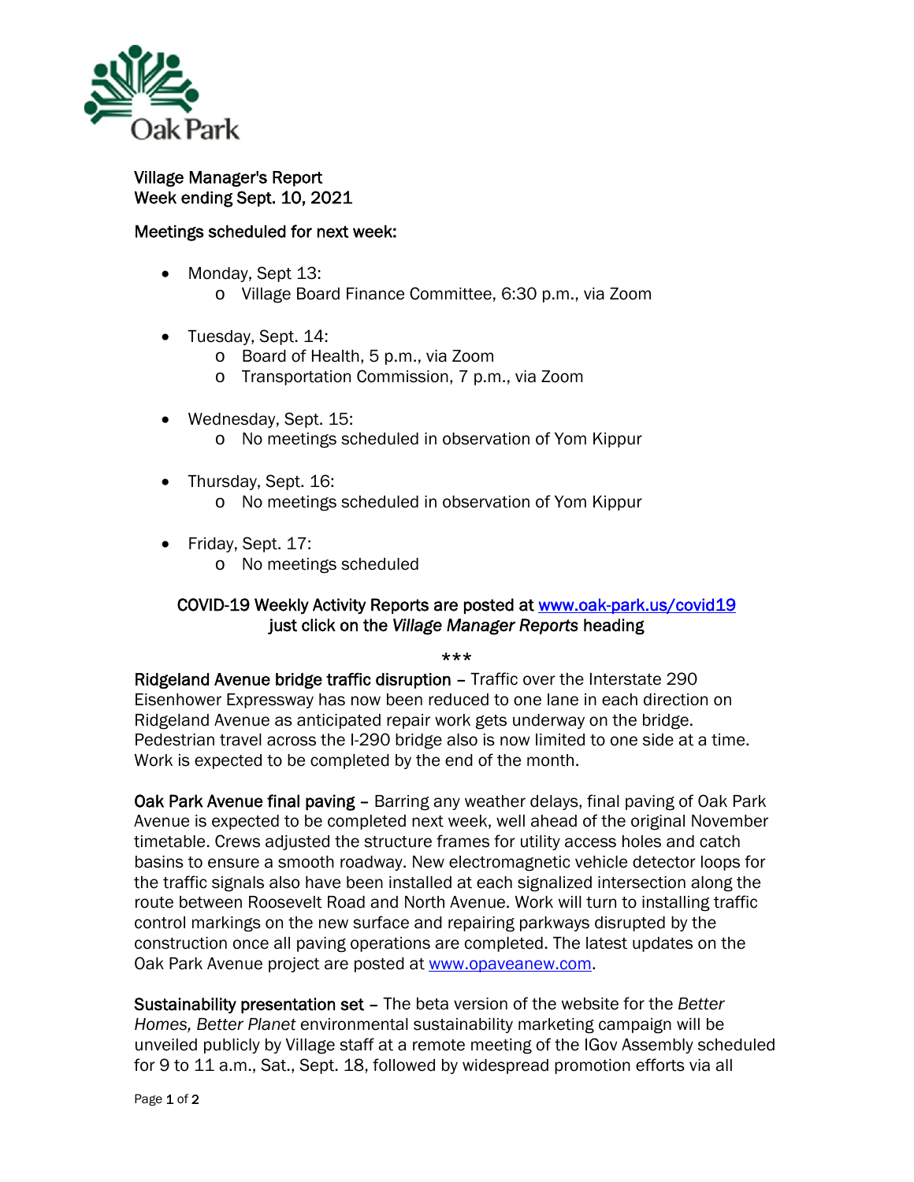Oak Park

Village Manager's Report
Week ending Sept. 10, 2021

Meetings scheduled for next week:

- Monday, Sept 13:
  - Village Board Finance Committee, 6:30 p.m., via Zoom

- Tuesday, Sept. 14:
  - Board of Health, 5 p.m., via Zoom
  - Transportation Commission, 7 p.m., via Zoom

- Wednesday, Sept. 15:
  - No meetings scheduled in observation of Yom Kippur

- Thursday, Sept. 16:
  - No meetings scheduled in observation of Yom Kippur

- Friday, Sept. 17:
  - No meetings scheduled

COVID-19 Weekly Activity Reports are posted at [www.oak-park.us/covid19](http://www.oak-park.us/covid19) just click on the *Village Manager Reports* heading

\*\*\*

Ridgeland Avenue bridge traffic disruption – Traffic over the Interstate 290 Eisenhower Expressway has now been reduced to one lane in each direction on Ridgeland Avenue as anticipated repair work gets underway on the bridge. Pedestrian travel across the I-290 bridge also is now limited to one side at a time. Work is expected to be completed by the end of the month.

Oak Park Avenue final paving – Barring any weather delays, final paving of Oak Park Avenue is expected to be completed next week, well ahead of the original November timetable. Crews adjusted the structure frames for utility access holes and catch basins to ensure a smooth roadway. New electromagnetic vehicle detector loops for the traffic signals also have been installed at each signalized intersection along the route between Roosevelt Road and North Avenue. Work will turn to installing traffic control markings on the new surface and repairing parkways disrupted by the construction once all paving operations are completed. The latest updates on the Oak Park Avenue project are posted at [www.opaveanew.com](http://www.opaveanew.com).

Sustainability presentation set – The beta version of the website for the *Better Homes, Better Planet* environmental sustainability marketing campaign will be unveiled publicly by Village staff at a remote meeting of the IGov Assembly scheduled for 9 to 11 a.m., Sat., Sept. 18, followed by widespread promotion efforts via all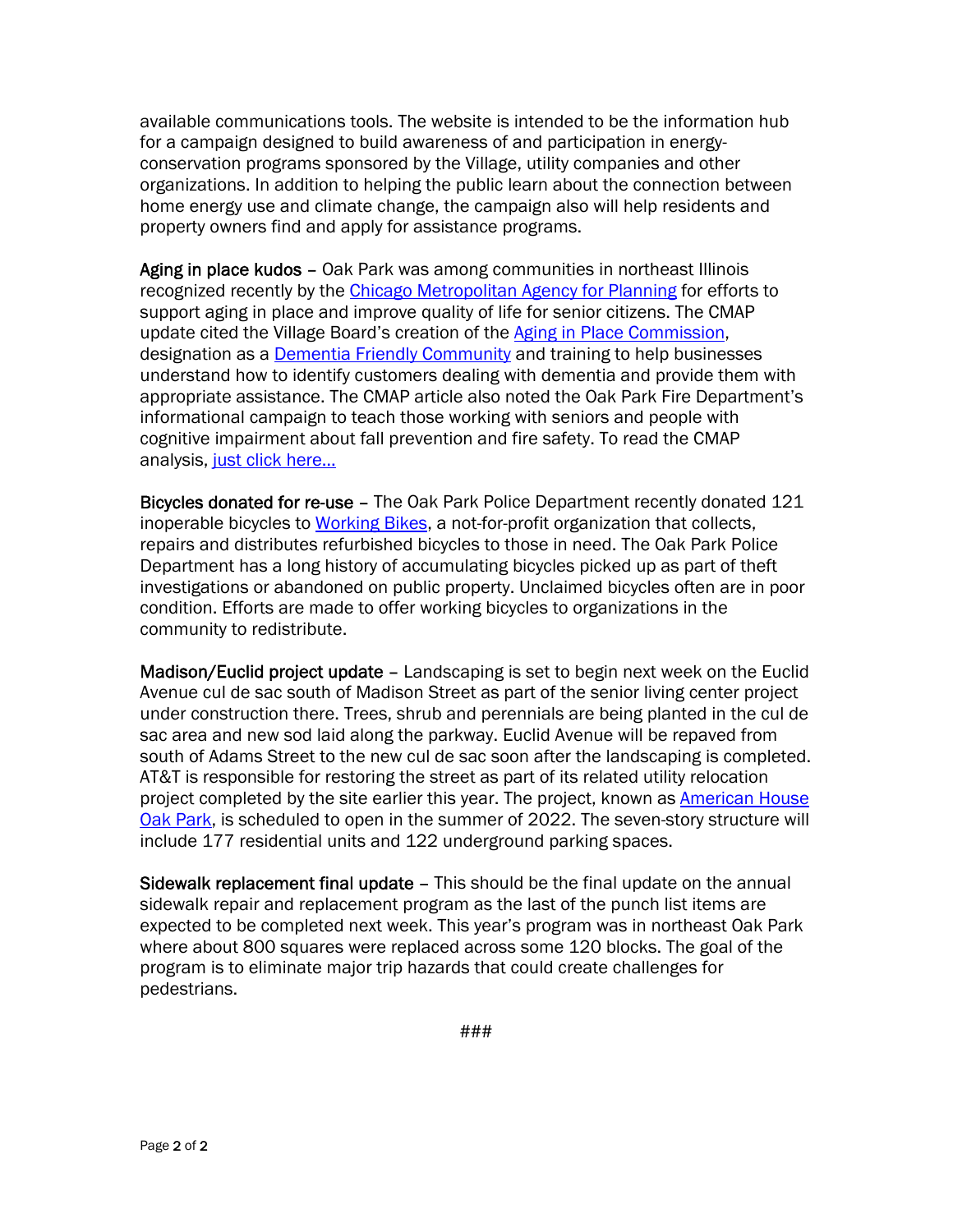available communications tools. The website is intended to be the information hub for a campaign designed to build awareness of and participation in energy-conservation programs sponsored by the Village, utility companies and other organizations. In addition to helping the public learn about the connection between home energy use and climate change, the campaign also will help residents and property owners find and apply for assistance programs.

**Aging in place kudos** – Oak Park was among communities in northeast Illinois recognized recently by the Chicago Metropolitan Agency for Planning for efforts to support aging in place and improve quality of life for senior citizens. The CMAP update cited the Village Board's creation of the Aging in Place Commission, designation as a Dementia Friendly Community and training to help businesses understand how to identify customers dealing with dementia and provide them with appropriate assistance. The CMAP article also noted the Oak Park Fire Department's informational campaign to teach those working with seniors and people with cognitive impairment about fall prevention and fire safety. To read the CMAP analysis, just click here…

**Bicycles donated for re-use** – The Oak Park Police Department recently donated 121 inoperable bicycles to Working Bikes, a not-for-profit organization that collects, repairs and distributes refurbished bicycles to those in need. The Oak Park Police Department has a long history of accumulating bicycles picked up as part of theft investigations or abandoned on public property. Unclaimed bicycles often are in poor condition. Efforts are made to offer working bicycles to organizations in the community to redistribute.

**Madison/Euclid project update** – Landscaping is set to begin next week on the Euclid Avenue cul de sac south of Madison Street as part of the senior living center project under construction there. Trees, shrub and perennials are being planted in the cul de sac area and new sod laid along the parkway. Euclid Avenue will be repaved from south of Adams Street to the new cul de sac soon after the landscaping is completed. AT&T is responsible for restoring the street as part of its related utility relocation project completed by the site earlier this year. The project, known as American House Oak Park, is scheduled to open in the summer of 2022. The seven-story structure will include 177 residential units and 122 underground parking spaces.

**Sidewalk replacement final update** – This should be the final update on the annual sidewalk repair and replacement program as the last of the punch list items are expected to be completed next week. This year's program was in northeast Oak Park where about 800 squares were replaced across some 120 blocks. The goal of the program is to eliminate major trip hazards that could create challenges for pedestrians.

###